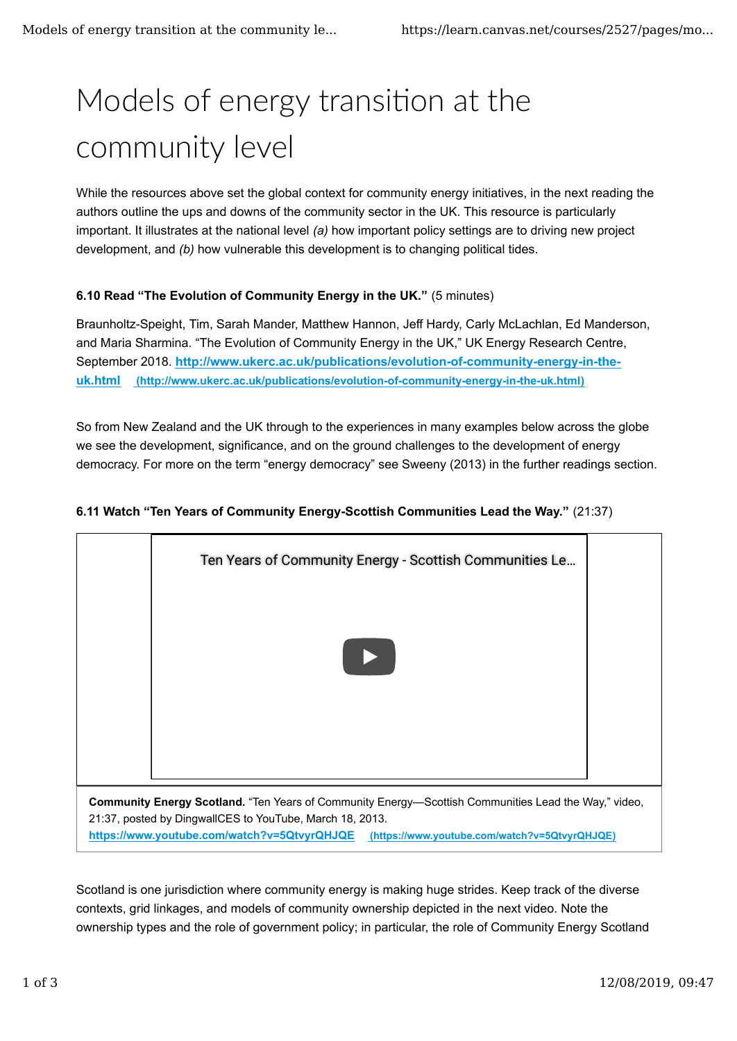# Models of energy transition at the community level

While the resources above set the global context for community energy initiatives, in the next reading the authors outline the ups and downs of the community sector in the UK. This resource is particularly important. It illustrates at the national level *(a)* how important policy settings are to driving new project development, and *(b)* how vulnerable this development is to changing political tides.

**6.10 Read "The Evolution of Community Energy in the UK."** (5 minutes)

Braunholtz-Speight, Tim, Sarah Mander, Matthew Hannon, Jeff Hardy, Carly McLachlan, Ed Manderson, and Maria Sharmina. "The Evolution of Community Energy in the UK," UK Energy Research Centre, September 2018. **http://www.ukerc.ac.uk/publications/evolution-of-community-energy-in-the-uk.html** (http://www.ukerc.ac.uk/publications/evolution-of-community-energy-in-the-uk.html)

So from New Zealand and the UK through to the experiences in many examples below across the globe we see the development, significance, and on the ground challenges to the development of energy democracy. For more on the term "energy democracy" see Sweeny (2013) in the further readings section.

**6.11 Watch "Ten Years of Community Energy-Scottish Communities Lead the Way."** (21:37)

Ten Years of Community Energy - Scottish Communities Le...

**Community Energy Scotland.** "Ten Years of Community Energy—Scottish Communities Lead the Way," video, 21:37, posted by DingwallCES to YouTube, March 18, 2013.
**https://www.youtube.com/watch?v=5QtvyrQHJQE** (https://www.youtube.com/watch?v=5QtvyrQHJQE)

Scotland is one jurisdiction where community energy is making huge strides. Keep track of the diverse contexts, grid linkages, and models of community ownership depicted in the next video. Note the ownership types and the role of government policy; in particular, the role of Community Energy Scotland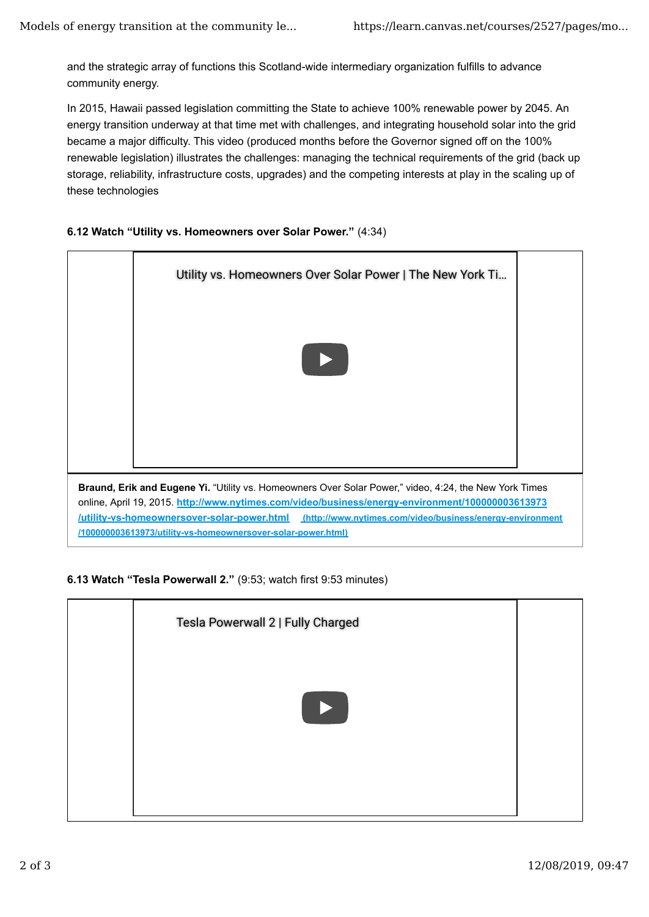and the strategic array of functions this Scotland-wide intermediary organization fulfills to advance community energy.

In 2015, Hawaii passed legislation committing the State to achieve 100% renewable power by 2045. An energy transition underway at that time met with challenges, and integrating household solar into the grid became a major difficulty. This video (produced months before the Governor signed off on the 100% renewable legislation) illustrates the challenges: managing the technical requirements of the grid (back up storage, reliability, infrastructure costs, upgrades) and the competing interests at play in the scaling up of these technologies

**6.12 Watch "Utility vs. Homeowners over Solar Power."** (4:34)

Utility vs. Homeowners Over Solar Power | The New York Ti...

**Braund, Erik and Eugene Yi.** "Utility vs. Homeowners Over Solar Power," video, 4:24, the New York Times online, April 19, 2015. [http://www.nytimes.com/video/business/energy-environment/100000003613973/utility-vs-homeownersover-solar-power.html](http://www.nytimes.com/video/business/energy-environment/100000003613973/utility-vs-homeownersover-solar-power.html) [(http://www.nytimes.com/video/business/energy-environment/100000003613973/utility-vs-homeownersover-solar-power.html)](http://www.nytimes.com/video/business/energy-environment/100000003613973/utility-vs-homeownersover-solar-power.html)

**6.13 Watch "Tesla Powerwall 2."** (9:53; watch first 9:53 minutes)

Tesla Powerwall 2 | Fully Charged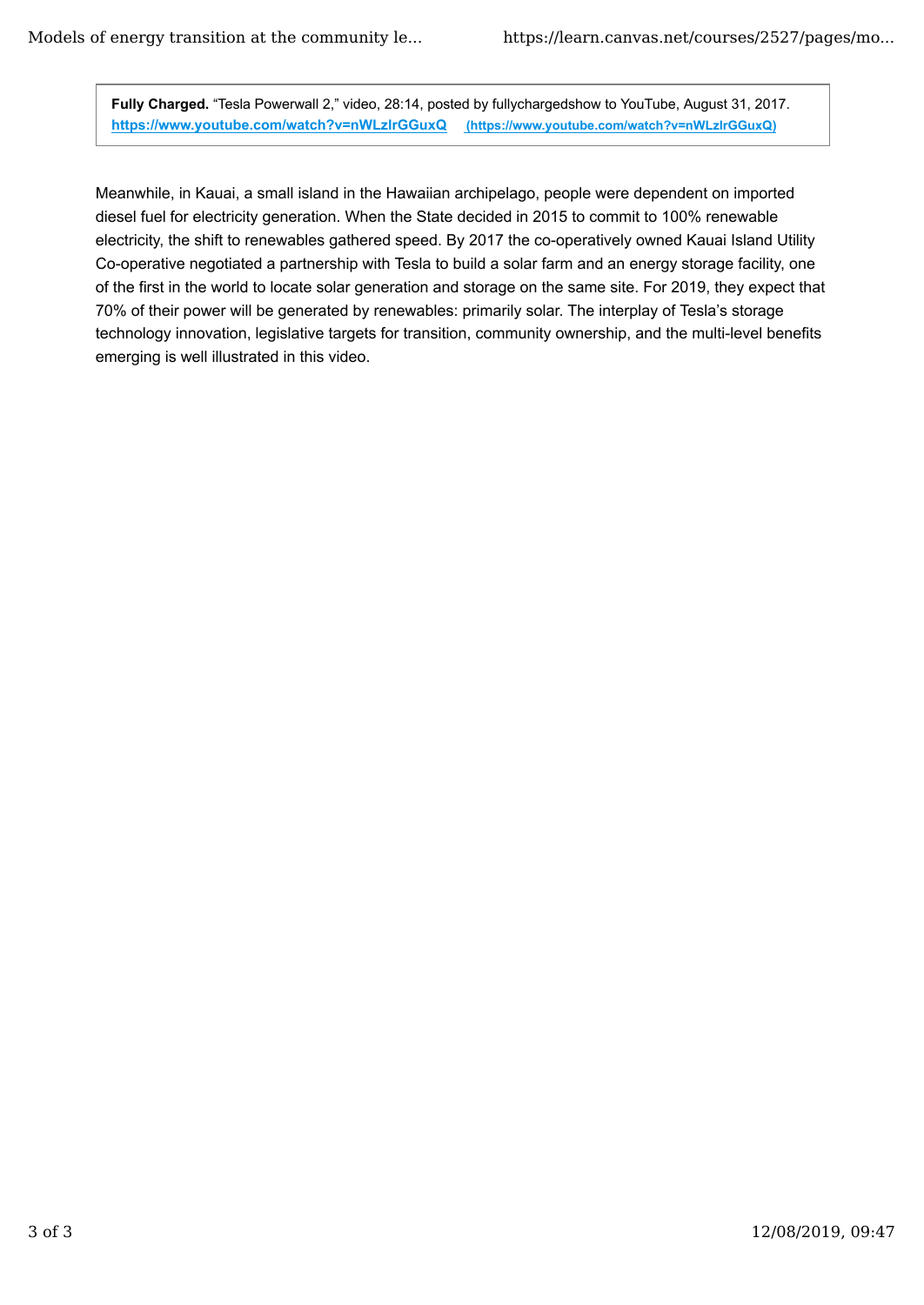**Fully Charged.** "Tesla Powerwall 2," video, 28:14, posted by fullychargedshow to YouTube, August 31, 2017. **https://www.youtube.com/watch?v=nWLzlrGGuxQ** (https://www.youtube.com/watch?v=nWLzlrGGuxQ)

Meanwhile, in Kauai, a small island in the Hawaiian archipelago, people were dependent on imported diesel fuel for electricity generation. When the State decided in 2015 to commit to 100% renewable electricity, the shift to renewables gathered speed. By 2017 the co-operatively owned Kauai Island Utility Co-operative negotiated a partnership with Tesla to build a solar farm and an energy storage facility, one of the first in the world to locate solar generation and storage on the same site. For 2019, they expect that 70% of their power will be generated by renewables: primarily solar. The interplay of Tesla's storage technology innovation, legislative targets for transition, community ownership, and the multi-level benefits emerging is well illustrated in this video.